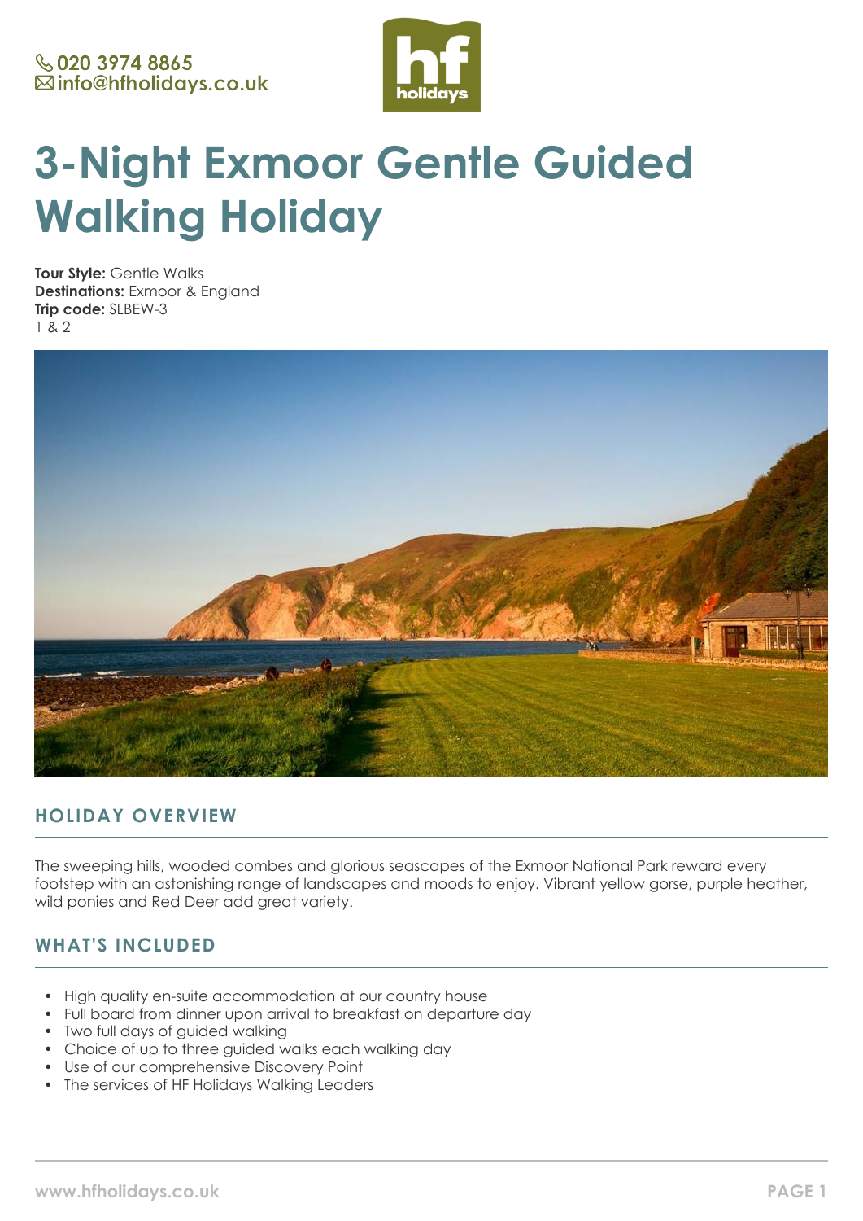020 3974 8865
info@hfholidays.co.uk

# 3-Night Exmoor Gentle Guided Walking Holiday

**Tour Style:** Gentle Walks
**Destinations:** Exmoor & England
**Trip code:** SLBEW-3
1 & 2

## HOLIDAY OVERVIEW

The sweeping hills, wooded combes and glorious seascapes of the Exmoor National Park reward every footstep with an astonishing range of landscapes and moods to enjoy. Vibrant yellow gorse, purple heather, wild ponies and Red Deer add great variety.

## WHAT'S INCLUDED

- High quality en-suite accommodation at our country house
- Full board from dinner upon arrival to breakfast on departure day
- Two full days of guided walking
- Choice of up to three guided walks each walking day
- Use of our comprehensive Discovery Point
- The services of HF Holidays Walking Leaders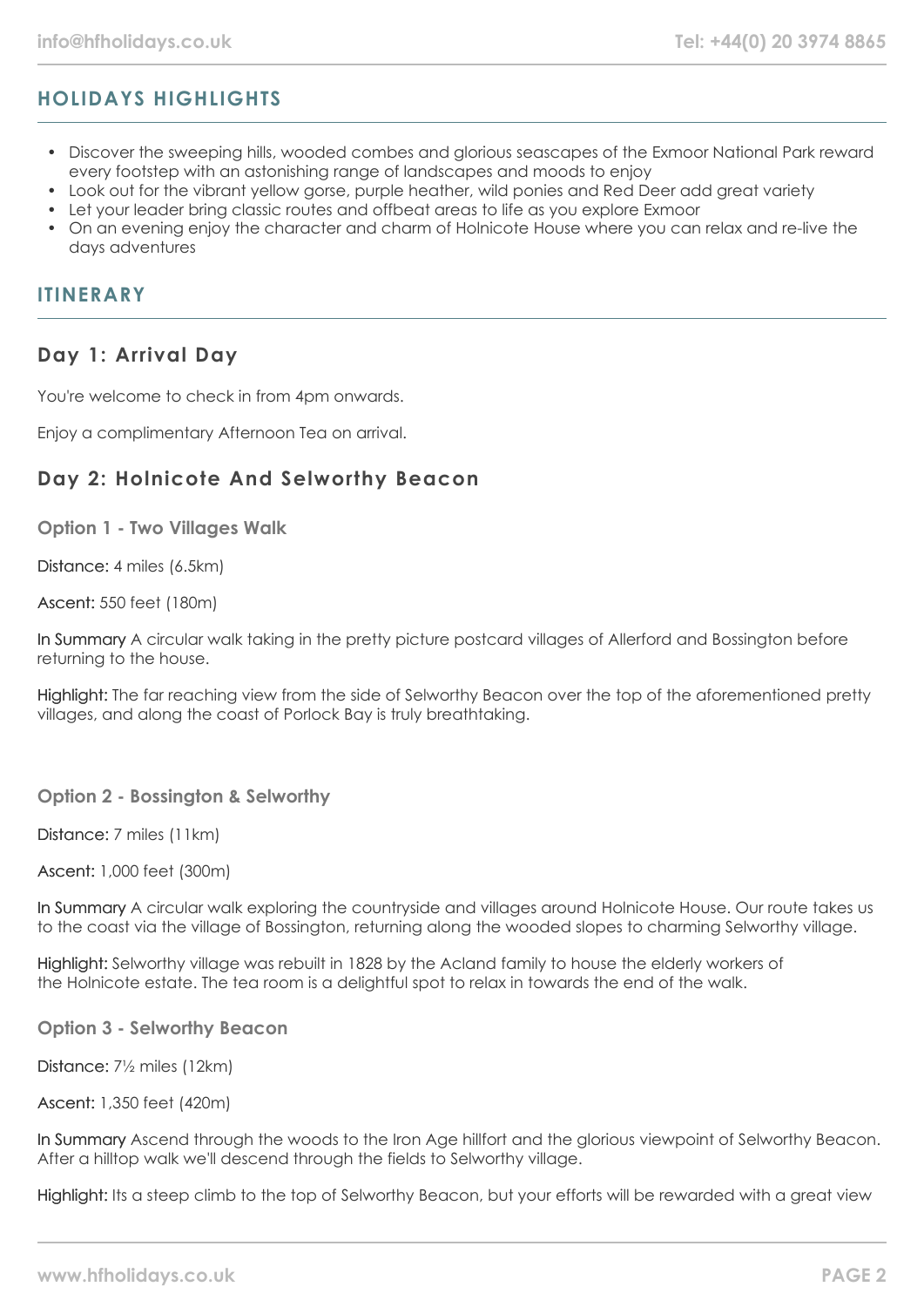## HOLIDAYS HIGHLIGHTS

- Discover the sweeping hills, wooded combes and glorious seascapes of the Exmoor National Park reward every footstep with an astonishing range of landscapes and moods to enjoy
- Look out for the vibrant yellow gorse, purple heather, wild ponies and Red Deer add great variety
- Let your leader bring classic routes and offbeat areas to life as you explore Exmoor
- On an evening enjoy the character and charm of Holnicote House where you can relax and re-live the days adventures

## ITINERARY

### Day 1: Arrival Day

You're welcome to check in from 4pm onwards.

Enjoy a complimentary Afternoon Tea on arrival.

### Day 2: Holnicote And Selworthy Beacon

#### Option 1 - Two Villages Walk

Distance: 4 miles (6.5km)

Ascent: 550 feet (180m)

In Summary A circular walk taking in the pretty picture postcard villages of Allerford and Bossington before returning to the house.

Highlight: The far reaching view from the side of Selworthy Beacon over the top of the aforementioned pretty villages, and along the coast of Porlock Bay is truly breathtaking.

#### Option 2 - Bossington & Selworthy

Distance: 7 miles (11km)

Ascent: 1,000 feet (300m)

In Summary A circular walk exploring the countryside and villages around Holnicote House. Our route takes us to the coast via the village of Bossington, returning along the wooded slopes to charming Selworthy village.

Highlight: Selworthy village was rebuilt in 1828 by the Acland family to house the elderly workers of the Holnicote estate. The tea room is a delightful spot to relax in towards the end of the walk.

#### Option 3 - Selworthy Beacon

Distance: 7½ miles (12km)

Ascent: 1,350 feet (420m)

In Summary Ascend through the woods to the Iron Age hillfort and the glorious viewpoint of Selworthy Beacon. After a hilltop walk we'll descend through the fields to Selworthy village.

Highlight: Its a steep climb to the top of Selworthy Beacon, but your efforts will be rewarded with a great view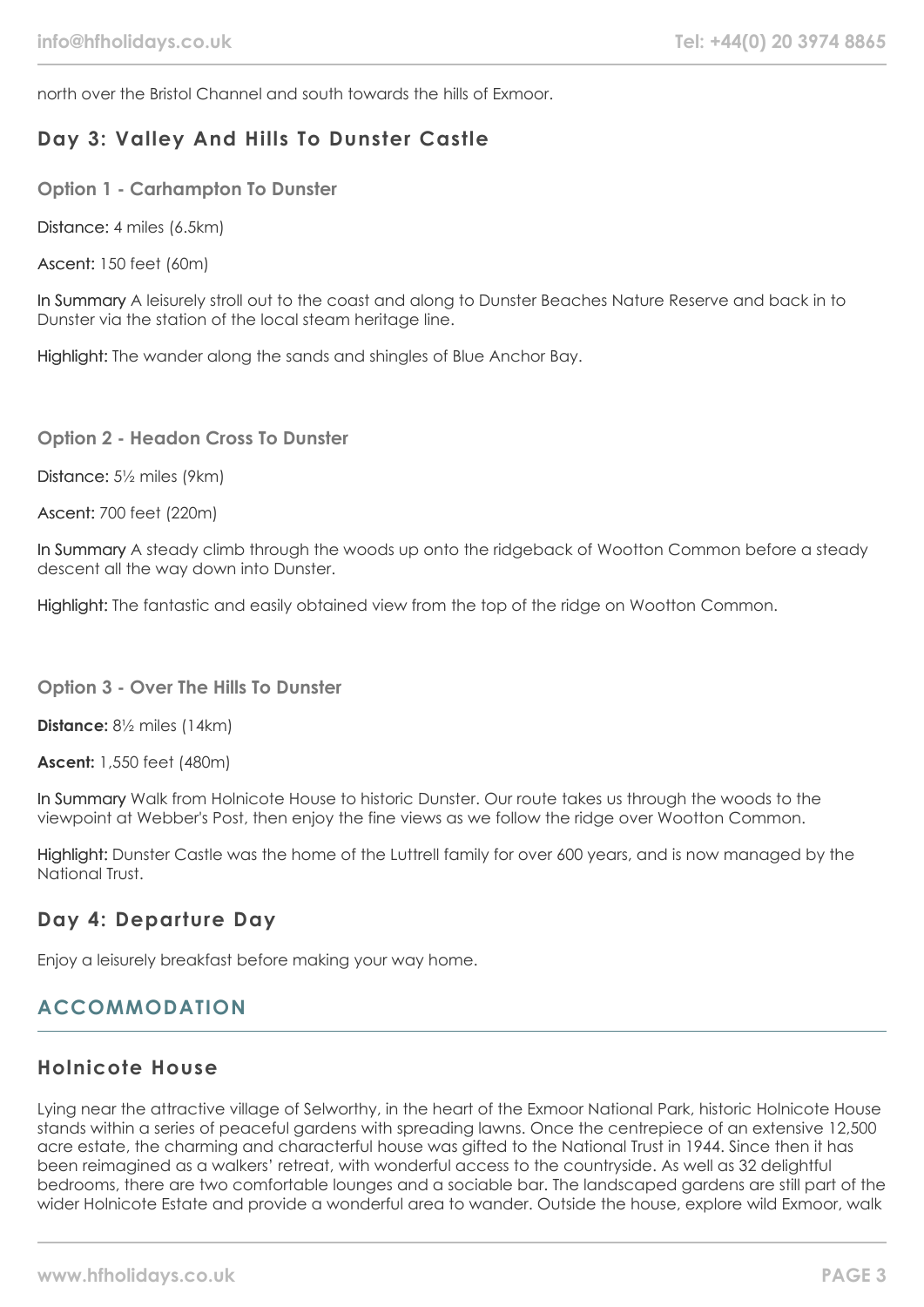north over the Bristol Channel and south towards the hills of Exmoor.

## Day 3: Valley And Hills To Dunster Castle

### Option 1 - Carhampton To Dunster

Distance: 4 miles (6.5km)

Ascent: 150 feet (60m)

In Summary A leisurely stroll out to the coast and along to Dunster Beaches Nature Reserve and back in to Dunster via the station of the local steam heritage line.

Highlight: The wander along the sands and shingles of Blue Anchor Bay.

### Option 2 - Headon Cross To Dunster

Distance: 5½ miles (9km)

Ascent: 700 feet (220m)

In Summary A steady climb through the woods up onto the ridgeback of Wootton Common before a steady descent all the way down into Dunster.

Highlight: The fantastic and easily obtained view from the top of the ridge on Wootton Common.

### Option 3 - Over The Hills To Dunster

**Distance:** 8½ miles (14km)

**Ascent:** 1,550 feet (480m)

In Summary Walk from Holnicote House to historic Dunster. Our route takes us through the woods to the viewpoint at Webber's Post, then enjoy the fine views as we follow the ridge over Wootton Common.

Highlight: Dunster Castle was the home of the Luttrell family for over 600 years, and is now managed by the National Trust.

## Day 4: Departure Day

Enjoy a leisurely breakfast before making your way home.

# ACCOMMODATION

## Holnicote House

Lying near the attractive village of Selworthy, in the heart of the Exmoor National Park, historic Holnicote House stands within a series of peaceful gardens with spreading lawns. Once the centrepiece of an extensive 12,500 acre estate, the charming and characterful house was gifted to the National Trust in 1944. Since then it has been reimagined as a walkers' retreat, with wonderful access to the countryside. As well as 32 delightful bedrooms, there are two comfortable lounges and a sociable bar. The landscaped gardens are still part of the wider Holnicote Estate and provide a wonderful area to wander. Outside the house, explore wild Exmoor, walk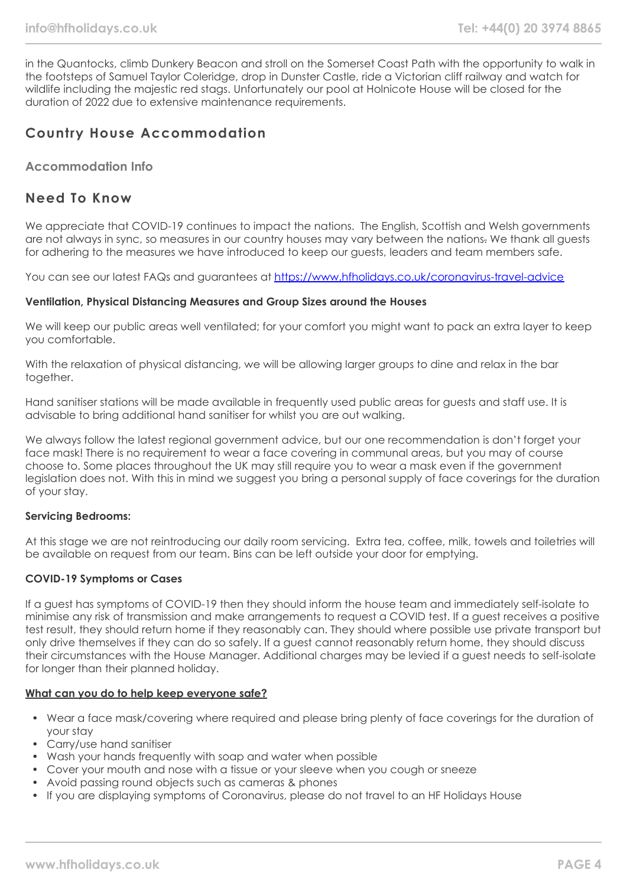in the Quantocks, climb Dunkery Beacon and stroll on the Somerset Coast Path with the opportunity to walk in the footsteps of Samuel Taylor Coleridge, drop in Dunster Castle, ride a Victorian cliff railway and watch for wildlife including the majestic red stags. Unfortunately our pool at Holnicote House will be closed for the duration of 2022 due to extensive maintenance requirements.

## Country House Accommodation

### Accommodation Info

## Need To Know

We appreciate that COVID-19 continues to impact the nations. The English, Scottish and Welsh governments are not always in sync, so measures in our country houses may vary between the nations. We thank all guests for adhering to the measures we have introduced to keep our guests, leaders and team members safe.

You can see our latest FAQs and guarantees at [https://www.hfholidays.co.uk/coronavirus-travel-advice](https://www.hfholidays.co.uk/coronavirus-travel-advice)

**Ventilation, Physical Distancing Measures and Group Sizes around the Houses**

We will keep our public areas well ventilated; for your comfort you might want to pack an extra layer to keep you comfortable.

With the relaxation of physical distancing, we will be allowing larger groups to dine and relax in the bar together.

Hand sanitiser stations will be made available in frequently used public areas for guests and staff use. It is advisable to bring additional hand sanitiser for whilst you are out walking.

We always follow the latest regional government advice, but our one recommendation is don't forget your face mask! There is no requirement to wear a face covering in communal areas, but you may of course choose to. Some places throughout the UK may still require you to wear a mask even if the government legislation does not. With this in mind we suggest you bring a personal supply of face coverings for the duration of your stay.

**Servicing Bedrooms:**

At this stage we are not reintroducing our daily room servicing. Extra tea, coffee, milk, towels and toiletries will be available on request from our team. Bins can be left outside your door for emptying.

**COVID-19 Symptoms or Cases**

If a guest has symptoms of COVID-19 then they should inform the house team and immediately self-isolate to minimise any risk of transmission and make arrangements to request a COVID test. If a guest receives a positive test result, they should return home if they reasonably can. They should where possible use private transport but only drive themselves if they can do so safely. If a guest cannot reasonably return home, they should discuss their circumstances with the House Manager. Additional charges may be levied if a guest needs to self-isolate for longer than their planned holiday.

**<u>What can you do to help keep everyone safe?</u>**

- Wear a face mask/covering where required and please bring plenty of face coverings for the duration of your stay
- Carry/use hand sanitiser
- Wash your hands frequently with soap and water when possible
- Cover your mouth and nose with a tissue or your sleeve when you cough or sneeze
- Avoid passing round objects such as cameras & phones
- If you are displaying symptoms of Coronavirus, please do not travel to an HF Holidays House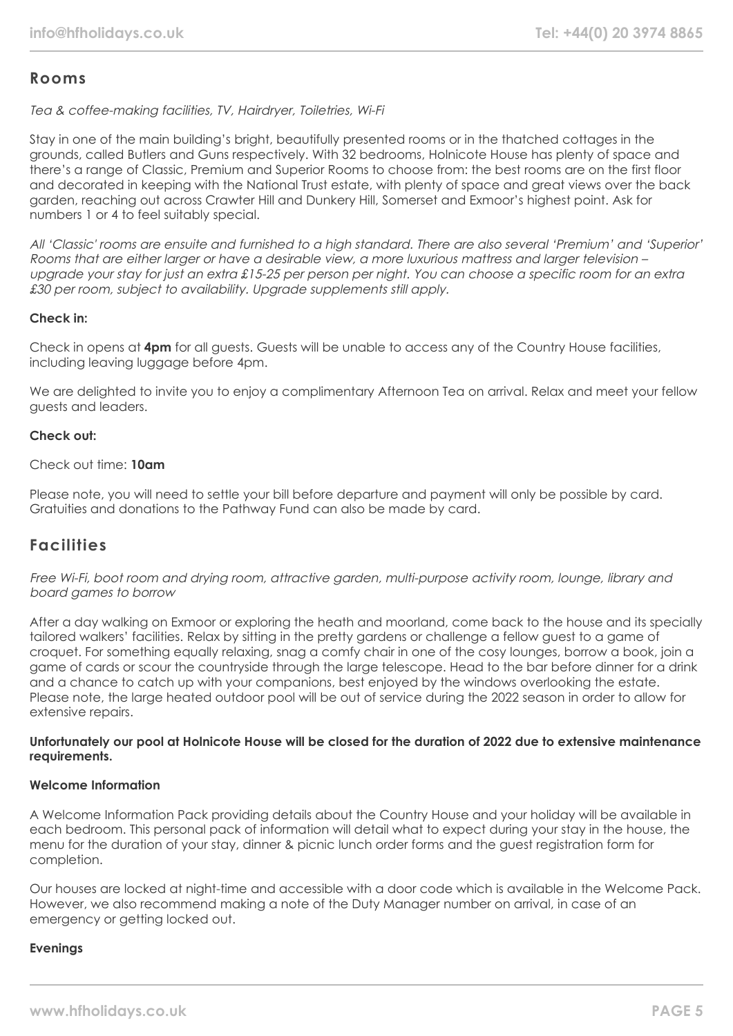## Rooms

*Tea & coffee-making facilities, TV, Hairdryer, Toiletries, Wi-Fi*

Stay in one of the main building's bright, beautifully presented rooms or in the thatched cottages in the grounds, called Butlers and Guns respectively. With 32 bedrooms, Holnicote House has plenty of space and there's a range of Classic, Premium and Superior Rooms to choose from: the best rooms are on the first floor and decorated in keeping with the National Trust estate, with plenty of space and great views over the back garden, reaching out across Crawter Hill and Dunkery Hill, Somerset and Exmoor's highest point. Ask for numbers 1 or 4 to feel suitably special.

*All 'Classic' rooms are ensuite and furnished to a high standard. There are also several 'Premium' and 'Superior' Rooms that are either larger or have a desirable view, a more luxurious mattress and larger television – upgrade your stay for just an extra £15-25 per person per night. You can choose a specific room for an extra £30 per room, subject to availability. Upgrade supplements still apply.*

**Check in:**

Check in opens at **4pm** for all guests. Guests will be unable to access any of the Country House facilities, including leaving luggage before 4pm.

We are delighted to invite you to enjoy a complimentary Afternoon Tea on arrival. Relax and meet your fellow guests and leaders.

**Check out:**

Check out time: **10am**

Please note, you will need to settle your bill before departure and payment will only be possible by card. Gratuities and donations to the Pathway Fund can also be made by card.

## Facilities

*Free Wi-Fi, boot room and drying room, attractive garden, multi-purpose activity room, lounge, library and board games to borrow*

After a day walking on Exmoor or exploring the heath and moorland, come back to the house and its specially tailored walkers' facilities. Relax by sitting in the pretty gardens or challenge a fellow guest to a game of croquet. For something equally relaxing, snag a comfy chair in one of the cosy lounges, borrow a book, join a game of cards or scour the countryside through the large telescope. Head to the bar before dinner for a drink and a chance to catch up with your companions, best enjoyed by the windows overlooking the estate. Please note, the large heated outdoor pool will be out of service during the 2022 season in order to allow for extensive repairs.

**Unfortunately our pool at Holnicote House will be closed for the duration of 2022 due to extensive maintenance requirements.**

**Welcome Information**

A Welcome Information Pack providing details about the Country House and your holiday will be available in each bedroom. This personal pack of information will detail what to expect during your stay in the house, the menu for the duration of your stay, dinner & picnic lunch order forms and the guest registration form for completion.

Our houses are locked at night-time and accessible with a door code which is available in the Welcome Pack. However, we also recommend making a note of the Duty Manager number on arrival, in case of an emergency or getting locked out.

**Evenings**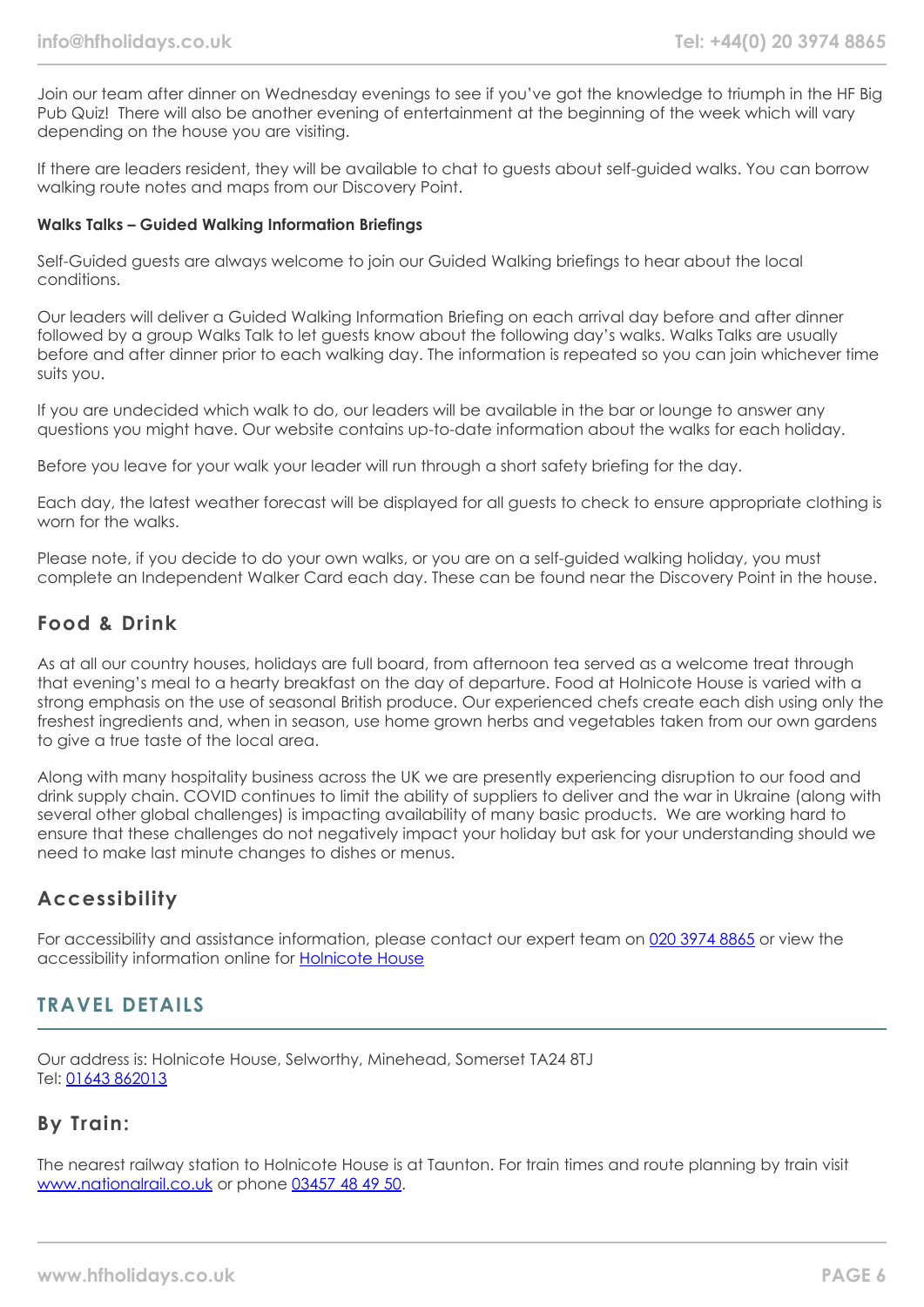Join our team after dinner on Wednesday evenings to see if you've got the knowledge to triumph in the HF Big Pub Quiz! There will also be another evening of entertainment at the beginning of the week which will vary depending on the house you are visiting.

If there are leaders resident, they will be available to chat to guests about self-guided walks. You can borrow walking route notes and maps from our Discovery Point.

**Walks Talks – Guided Walking Information Briefings**

Self-Guided guests are always welcome to join our Guided Walking briefings to hear about the local conditions.

Our leaders will deliver a Guided Walking Information Briefing on each arrival day before and after dinner followed by a group Walks Talk to let guests know about the following day's walks. Walks Talks are usually before and after dinner prior to each walking day. The information is repeated so you can join whichever time suits you.

If you are undecided which walk to do, our leaders will be available in the bar or lounge to answer any questions you might have. Our website contains up-to-date information about the walks for each holiday.

Before you leave for your walk your leader will run through a short safety briefing for the day.

Each day, the latest weather forecast will be displayed for all guests to check to ensure appropriate clothing is worn for the walks.

Please note, if you decide to do your own walks, or you are on a self-guided walking holiday, you must complete an Independent Walker Card each day. These can be found near the Discovery Point in the house.

### Food & Drink

As at all our country houses, holidays are full board, from afternoon tea served as a welcome treat through that evening's meal to a hearty breakfast on the day of departure. Food at Holnicote House is varied with a strong emphasis on the use of seasonal British produce. Our experienced chefs create each dish using only the freshest ingredients and, when in season, use home grown herbs and vegetables taken from our own gardens to give a true taste of the local area.

Along with many hospitality business across the UK we are presently experiencing disruption to our food and drink supply chain. COVID continues to limit the ability of suppliers to deliver and the war in Ukraine (along with several other global challenges) is impacting availability of many basic products. We are working hard to ensure that these challenges do not negatively impact your holiday but ask for your understanding should we need to make last minute changes to dishes or menus.

### Accessibility

For accessibility and assistance information, please contact our expert team on 020 3974 8865 or view the accessibility information online for Holnicote House

## TRAVEL DETAILS

Our address is: Holnicote House, Selworthy, Minehead, Somerset TA24 8TJ
Tel: 01643 862013

### By Train:

The nearest railway station to Holnicote House is at Taunton. For train times and route planning by train visit www.nationalrail.co.uk or phone 03457 48 49 50.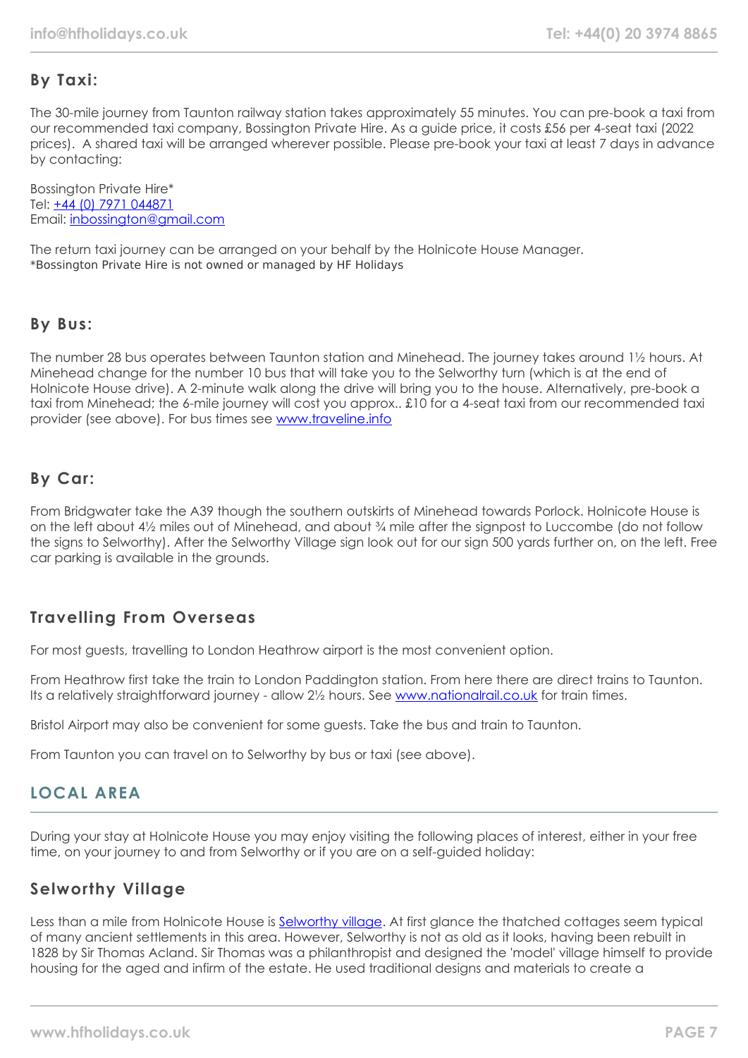## By Taxi:

The 30-mile journey from Taunton railway station takes approximately 55 minutes. You can pre-book a taxi from our recommended taxi company, Bossington Private Hire. As a guide price, it costs £56 per 4-seat taxi (2022 prices). A shared taxi will be arranged wherever possible. Please pre-book your taxi at least 7 days in advance by contacting:

Bossington Private Hire*
Tel: [+44 (0) 7971 044871](tel:+447971044871)
Email: [inbossington@gmail.com](mailto:inbossington@gmail.com)

The return taxi journey can be arranged on your behalf by the Holnicote House Manager.
*Bossington Private Hire is not owned or managed by HF Holidays

## By Bus:

The number 28 bus operates between Taunton station and Minehead. The journey takes around 1½ hours. At Minehead change for the number 10 bus that will take you to the Selworthy turn (which is at the end of Holnicote House drive). A 2-minute walk along the drive will bring you to the house. Alternatively, pre-book a taxi from Minehead; the 6-mile journey will cost you approx.. £10 for a 4-seat taxi from our recommended taxi provider (see above). For bus times see [www.traveline.info](http://www.traveline.info)

## By Car:

From Bridgwater take the A39 though the southern outskirts of Minehead towards Porlock. Holnicote House is on the left about 4½ miles out of Minehead, and about ¾ mile after the signpost to Luccombe (do not follow the signs to Selworthy). After the Selworthy Village sign look out for our sign 500 yards further on, on the left. Free car parking is available in the grounds.

## Travelling From Overseas

For most guests, travelling to London Heathrow airport is the most convenient option.

From Heathrow first take the train to London Paddington station. From here there are direct trains to Taunton. Its a relatively straightforward journey - allow 2½ hours. See [www.nationalrail.co.uk](http://www.nationalrail.co.uk) for train times.

Bristol Airport may also be convenient for some guests. Take the bus and train to Taunton.

From Taunton you can travel on to Selworthy by bus or taxi (see above).

# LOCAL AREA

During your stay at Holnicote House you may enjoy visiting the following places of interest, either in your free time, on your journey to and from Selworthy or if you are on a self-guided holiday:

## Selworthy Village

Less than a mile from Holnicote House is [Selworthy village](#). At first glance the thatched cottages seem typical of many ancient settlements in this area. However, Selworthy is not as old as it looks, having been rebuilt in 1828 by Sir Thomas Acland. Sir Thomas was a philanthropist and designed the 'model' village himself to provide housing for the aged and infirm of the estate. He used traditional designs and materials to create a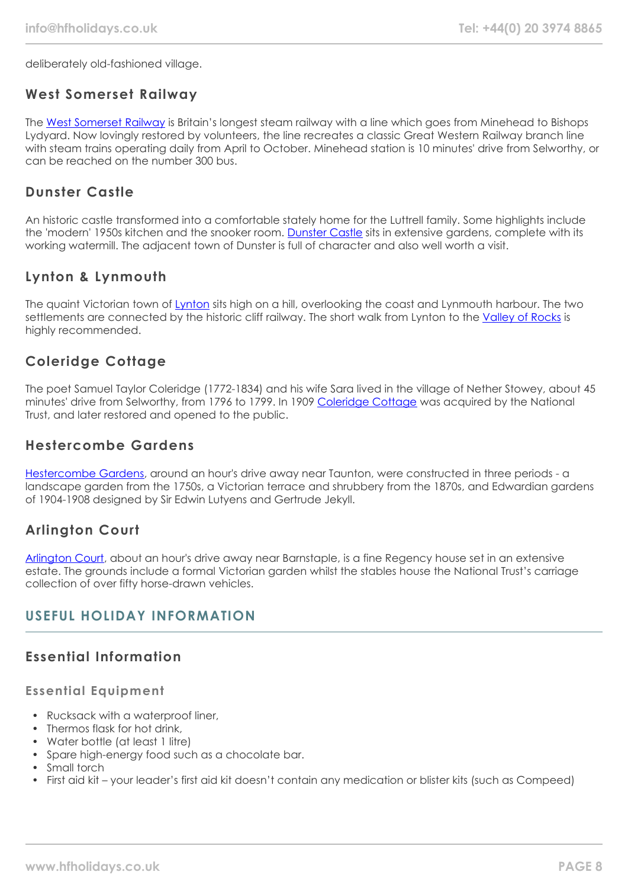deliberately old-fashioned village.

### West Somerset Railway

The West Somerset Railway is Britain's longest steam railway with a line which goes from Minehead to Bishops Lydyard. Now lovingly restored by volunteers, the line recreates a classic Great Western Railway branch line with steam trains operating daily from April to October. Minehead station is 10 minutes' drive from Selworthy, or can be reached on the number 300 bus.

### Dunster Castle

An historic castle transformed into a comfortable stately home for the Luttrell family. Some highlights include the 'modern' 1950s kitchen and the snooker room. Dunster Castle sits in extensive gardens, complete with its working watermill. The adjacent town of Dunster is full of character and also well worth a visit.

### Lynton & Lynmouth

The quaint Victorian town of Lynton sits high on a hill, overlooking the coast and Lynmouth harbour. The two settlements are connected by the historic cliff railway. The short walk from Lynton to the Valley of Rocks is highly recommended.

### Coleridge Cottage

The poet Samuel Taylor Coleridge (1772-1834) and his wife Sara lived in the village of Nether Stowey, about 45 minutes' drive from Selworthy, from 1796 to 1799. In 1909 Coleridge Cottage was acquired by the National Trust, and later restored and opened to the public.

### Hestercombe Gardens

Hestercombe Gardens, around an hour's drive away near Taunton, were constructed in three periods - a landscape garden from the 1750s, a Victorian terrace and shrubbery from the 1870s, and Edwardian gardens of 1904-1908 designed by Sir Edwin Lutyens and Gertrude Jekyll.

### Arlington Court

Arlington Court, about an hour's drive away near Barnstaple, is a fine Regency house set in an extensive estate. The grounds include a formal Victorian garden whilst the stables house the National Trust's carriage collection of over fifty horse-drawn vehicles.

## USEFUL HOLIDAY INFORMATION

### Essential Information

#### Essential Equipment

- Rucksack with a waterproof liner,
- Thermos flask for hot drink,
- Water bottle (at least 1 litre)
- Spare high-energy food such as a chocolate bar.
- Small torch
- First aid kit – your leader's first aid kit doesn't contain any medication or blister kits (such as Compeed)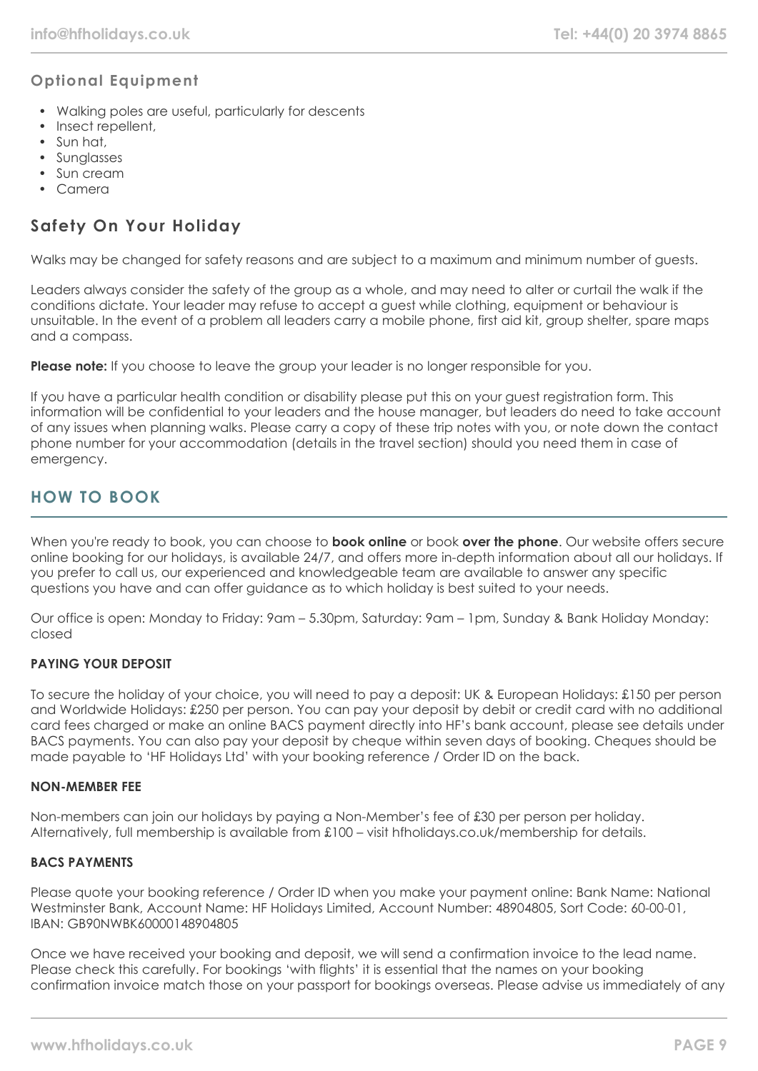### Optional Equipment

- Walking poles are useful, particularly for descents
- Insect repellent,
- Sun hat,
- Sunglasses
- Sun cream
- Camera

## Safety On Your Holiday

Walks may be changed for safety reasons and are subject to a maximum and minimum number of guests.

Leaders always consider the safety of the group as a whole, and may need to alter or curtail the walk if the conditions dictate. Your leader may refuse to accept a guest while clothing, equipment or behaviour is unsuitable. In the event of a problem all leaders carry a mobile phone, first aid kit, group shelter, spare maps and a compass.

**Please note:** If you choose to leave the group your leader is no longer responsible for you.

If you have a particular health condition or disability please put this on your guest registration form. This information will be confidential to your leaders and the house manager, but leaders do need to take account of any issues when planning walks. Please carry a copy of these trip notes with you, or note down the contact phone number for your accommodation (details in the travel section) should you need them in case of emergency.

# HOW TO BOOK

When you're ready to book, you can choose to **book online** or book **over the phone**. Our website offers secure online booking for our holidays, is available 24/7, and offers more in-depth information about all our holidays. If you prefer to call us, our experienced and knowledgeable team are available to answer any specific questions you have and can offer guidance as to which holiday is best suited to your needs.

Our office is open: Monday to Friday: 9am – 5.30pm, Saturday: 9am – 1pm, Sunday & Bank Holiday Monday: closed

#### PAYING YOUR DEPOSIT

To secure the holiday of your choice, you will need to pay a deposit: UK & European Holidays: £150 per person and Worldwide Holidays: £250 per person. You can pay your deposit by debit or credit card with no additional card fees charged or make an online BACS payment directly into HF's bank account, please see details under BACS payments. You can also pay your deposit by cheque within seven days of booking. Cheques should be made payable to 'HF Holidays Ltd' with your booking reference / Order ID on the back.

#### NON-MEMBER FEE

Non-members can join our holidays by paying a Non-Member's fee of £30 per person per holiday. Alternatively, full membership is available from £100 – visit hfholidays.co.uk/membership for details.

#### BACS PAYMENTS

Please quote your booking reference / Order ID when you make your payment online: Bank Name: National Westminster Bank, Account Name: HF Holidays Limited, Account Number: 48904805, Sort Code: 60-00-01, IBAN: GB90NWBK60000148904805

Once we have received your booking and deposit, we will send a confirmation invoice to the lead name. Please check this carefully. For bookings 'with flights' it is essential that the names on your booking confirmation invoice match those on your passport for bookings overseas. Please advise us immediately of any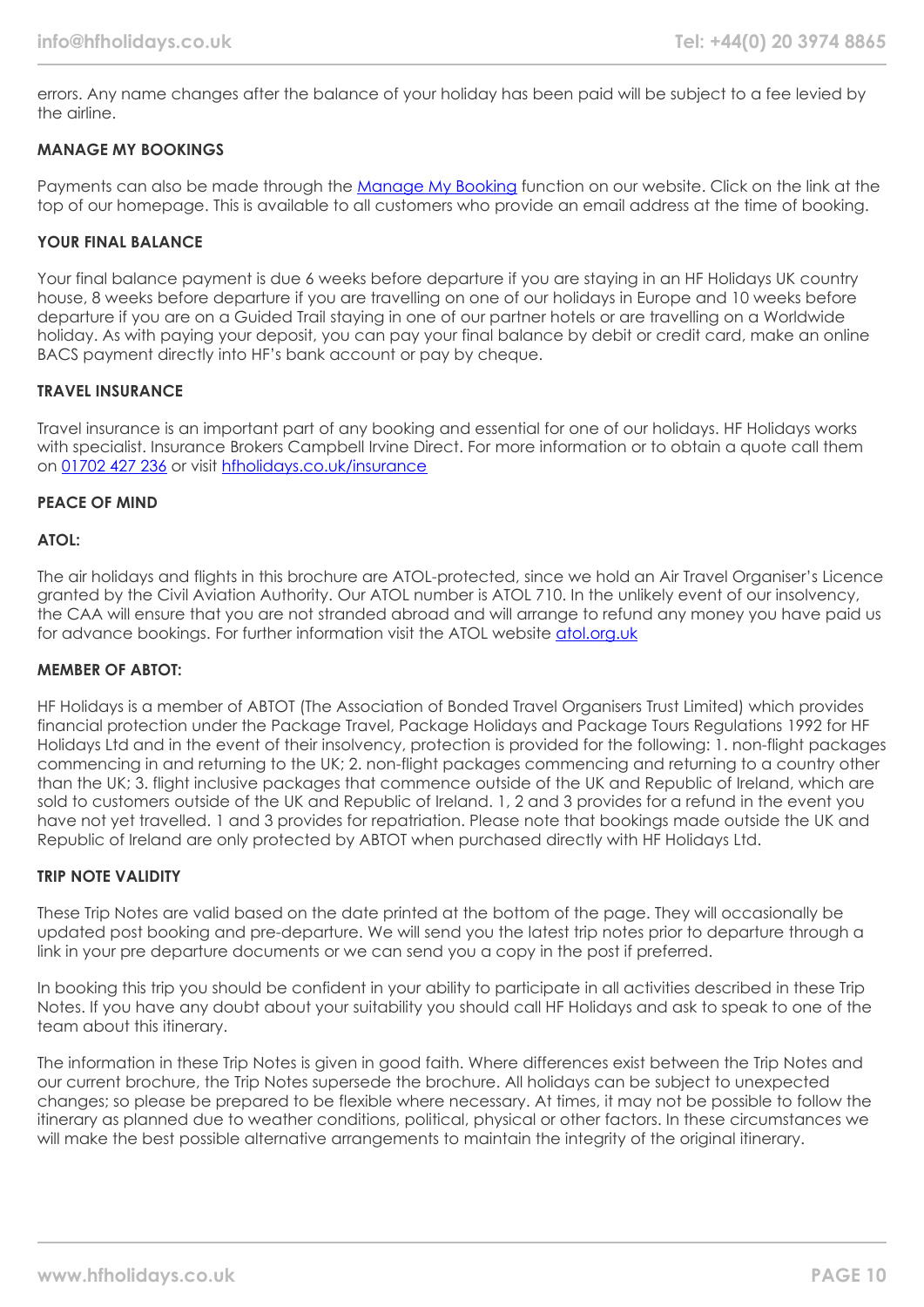errors. Any name changes after the balance of your holiday has been paid will be subject to a fee levied by the airline.

**MANAGE MY BOOKINGS**

Payments can also be made through the Manage My Booking function on our website. Click on the link at the top of our homepage. This is available to all customers who provide an email address at the time of booking.

**YOUR FINAL BALANCE**

Your final balance payment is due 6 weeks before departure if you are staying in an HF Holidays UK country house, 8 weeks before departure if you are travelling on one of our holidays in Europe and 10 weeks before departure if you are on a Guided Trail staying in one of our partner hotels or are travelling on a Worldwide holiday. As with paying your deposit, you can pay your final balance by debit or credit card, make an online BACS payment directly into HF's bank account or pay by cheque.

**TRAVEL INSURANCE**

Travel insurance is an important part of any booking and essential for one of our holidays. HF Holidays works with specialist. Insurance Brokers Campbell Irvine Direct. For more information or to obtain a quote call them on 01702 427 236 or visit hfholidays.co.uk/insurance

**PEACE OF MIND**

**ATOL:**

The air holidays and flights in this brochure are ATOL-protected, since we hold an Air Travel Organiser's Licence granted by the Civil Aviation Authority. Our ATOL number is ATOL 710. In the unlikely event of our insolvency, the CAA will ensure that you are not stranded abroad and will arrange to refund any money you have paid us for advance bookings. For further information visit the ATOL website atol.org.uk

**MEMBER OF ABTOT:**

HF Holidays is a member of ABTOT (The Association of Bonded Travel Organisers Trust Limited) which provides financial protection under the Package Travel, Package Holidays and Package Tours Regulations 1992 for HF Holidays Ltd and in the event of their insolvency, protection is provided for the following: 1. non-flight packages commencing in and returning to the UK; 2. non-flight packages commencing and returning to a country other than the UK; 3. flight inclusive packages that commence outside of the UK and Republic of Ireland, which are sold to customers outside of the UK and Republic of Ireland. 1, 2 and 3 provides for a refund in the event you have not yet travelled. 1 and 3 provides for repatriation. Please note that bookings made outside the UK and Republic of Ireland are only protected by ABTOT when purchased directly with HF Holidays Ltd.

**TRIP NOTE VALIDITY**

These Trip Notes are valid based on the date printed at the bottom of the page. They will occasionally be updated post booking and pre-departure. We will send you the latest trip notes prior to departure through a link in your pre departure documents or we can send you a copy in the post if preferred.

In booking this trip you should be confident in your ability to participate in all activities described in these Trip Notes. If you have any doubt about your suitability you should call HF Holidays and ask to speak to one of the team about this itinerary.

The information in these Trip Notes is given in good faith. Where differences exist between the Trip Notes and our current brochure, the Trip Notes supersede the brochure. All holidays can be subject to unexpected changes; so please be prepared to be flexible where necessary. At times, it may not be possible to follow the itinerary as planned due to weather conditions, political, physical or other factors. In these circumstances we will make the best possible alternative arrangements to maintain the integrity of the original itinerary.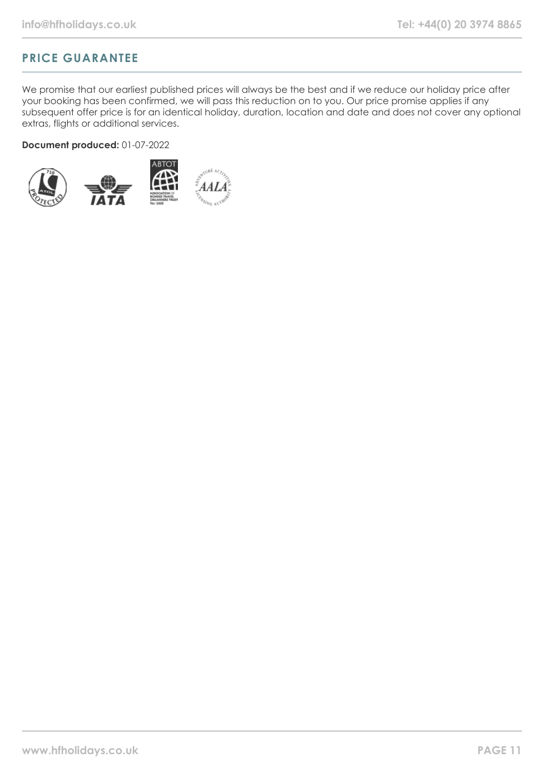## PRICE GUARANTEE

We promise that our earliest published prices will always be the best and if we reduce our holiday price after your booking has been confirmed, we will pass this reduction on to you. Our price promise applies if any subsequent offer price is for an identical holiday, duration, location and date and does not cover any optional extras, flights or additional services.

**Document produced:** 01-07-2022